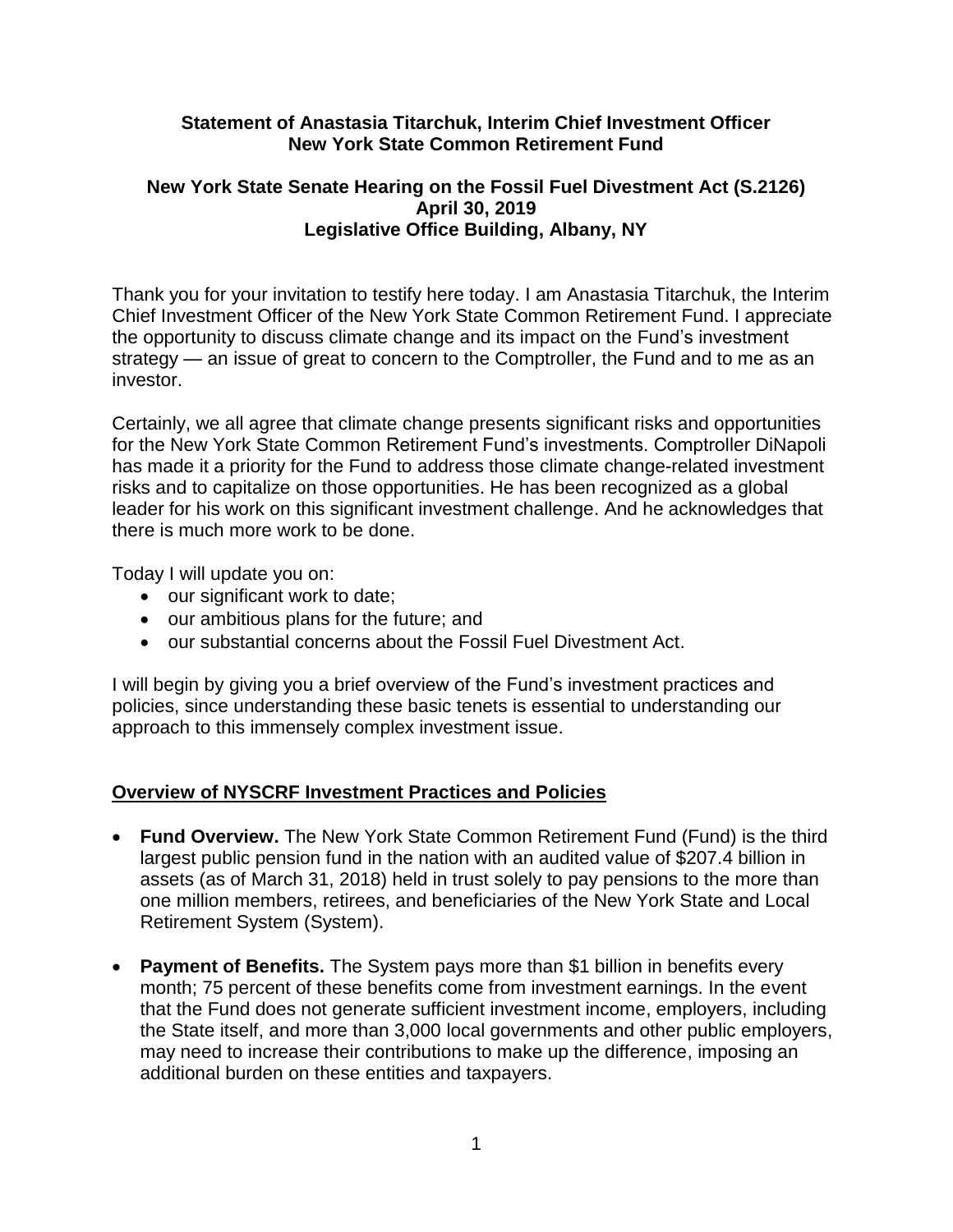**Statement of Anastasia Titarchuk, Interim Chief Investment Officer**
**New York State Common Retirement Fund**

**New York State Senate Hearing on the Fossil Fuel Divestment Act (S.2126)**
**April 30, 2019**
**Legislative Office Building, Albany, NY**

Thank you for your invitation to testify here today. I am Anastasia Titarchuk, the Interim Chief Investment Officer of the New York State Common Retirement Fund. I appreciate the opportunity to discuss climate change and its impact on the Fund's investment strategy — an issue of great to concern to the Comptroller, the Fund and to me as an investor.

Certainly, we all agree that climate change presents significant risks and opportunities for the New York State Common Retirement Fund's investments. Comptroller DiNapoli has made it a priority for the Fund to address those climate change-related investment risks and to capitalize on those opportunities. He has been recognized as a global leader for his work on this significant investment challenge. And he acknowledges that there is much more work to be done.

Today I will update you on:

- our significant work to date;
- our ambitious plans for the future; and
- our substantial concerns about the Fossil Fuel Divestment Act.

I will begin by giving you a brief overview of the Fund's investment practices and policies, since understanding these basic tenets is essential to understanding our approach to this immensely complex investment issue.

## Overview of NYSCRF Investment Practices and Policies

- **Fund Overview.** The New York State Common Retirement Fund (Fund) is the third largest public pension fund in the nation with an audited value of $207.4 billion in assets (as of March 31, 2018) held in trust solely to pay pensions to the more than one million members, retirees, and beneficiaries of the New York State and Local Retirement System (System).
- **Payment of Benefits.** The System pays more than $1 billion in benefits every month; 75 percent of these benefits come from investment earnings. In the event that the Fund does not generate sufficient investment income, employers, including the State itself, and more than 3,000 local governments and other public employers, may need to increase their contributions to make up the difference, imposing an additional burden on these entities and taxpayers.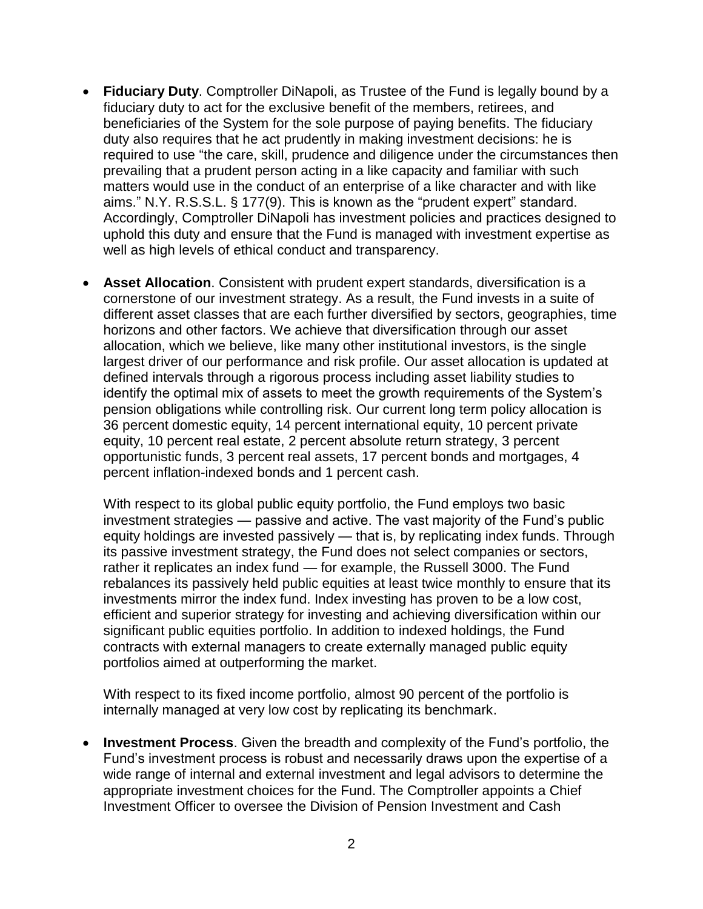- **Fiduciary Duty**. Comptroller DiNapoli, as Trustee of the Fund is legally bound by a fiduciary duty to act for the exclusive benefit of the members, retirees, and beneficiaries of the System for the sole purpose of paying benefits. The fiduciary duty also requires that he act prudently in making investment decisions: he is required to use "the care, skill, prudence and diligence under the circumstances then prevailing that a prudent person acting in a like capacity and familiar with such matters would use in the conduct of an enterprise of a like character and with like aims." N.Y. R.S.S.L. § 177(9). This is known as the "prudent expert" standard. Accordingly, Comptroller DiNapoli has investment policies and practices designed to uphold this duty and ensure that the Fund is managed with investment expertise as well as high levels of ethical conduct and transparency.

- **Asset Allocation**. Consistent with prudent expert standards, diversification is a cornerstone of our investment strategy. As a result, the Fund invests in a suite of different asset classes that are each further diversified by sectors, geographies, time horizons and other factors. We achieve that diversification through our asset allocation, which we believe, like many other institutional investors, is the single largest driver of our performance and risk profile. Our asset allocation is updated at defined intervals through a rigorous process including asset liability studies to identify the optimal mix of assets to meet the growth requirements of the System's pension obligations while controlling risk. Our current long term policy allocation is 36 percent domestic equity, 14 percent international equity, 10 percent private equity, 10 percent real estate, 2 percent absolute return strategy, 3 percent opportunistic funds, 3 percent real assets, 17 percent bonds and mortgages, 4 percent inflation-indexed bonds and 1 percent cash.

  With respect to its global public equity portfolio, the Fund employs two basic investment strategies — passive and active. The vast majority of the Fund's public equity holdings are invested passively — that is, by replicating index funds. Through its passive investment strategy, the Fund does not select companies or sectors, rather it replicates an index fund — for example, the Russell 3000. The Fund rebalances its passively held public equities at least twice monthly to ensure that its investments mirror the index fund. Index investing has proven to be a low cost, efficient and superior strategy for investing and achieving diversification within our significant public equities portfolio. In addition to indexed holdings, the Fund contracts with external managers to create externally managed public equity portfolios aimed at outperforming the market.

  With respect to its fixed income portfolio, almost 90 percent of the portfolio is internally managed at very low cost by replicating its benchmark.

- **Investment Process**. Given the breadth and complexity of the Fund's portfolio, the Fund's investment process is robust and necessarily draws upon the expertise of a wide range of internal and external investment and legal advisors to determine the appropriate investment choices for the Fund. The Comptroller appoints a Chief Investment Officer to oversee the Division of Pension Investment and Cash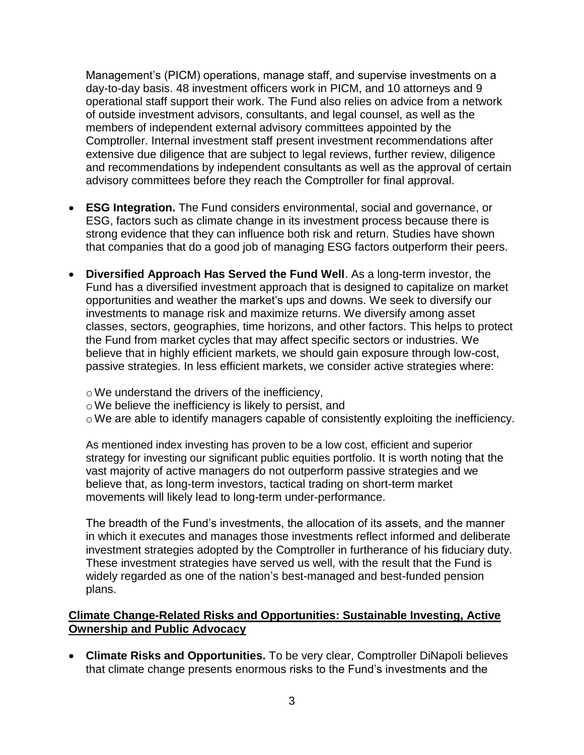Management's (PICM) operations, manage staff, and supervise investments on a day-to-day basis. 48 investment officers work in PICM, and 10 attorneys and 9 operational staff support their work. The Fund also relies on advice from a network of outside investment advisors, consultants, and legal counsel, as well as the members of independent external advisory committees appointed by the Comptroller. Internal investment staff present investment recommendations after extensive due diligence that are subject to legal reviews, further review, diligence and recommendations by independent consultants as well as the approval of certain advisory committees before they reach the Comptroller for final approval.

- **ESG Integration.** The Fund considers environmental, social and governance, or ESG, factors such as climate change in its investment process because there is strong evidence that they can influence both risk and return. Studies have shown that companies that do a good job of managing ESG factors outperform their peers.

- **Diversified Approach Has Served the Fund Well**. As a long-term investor, the Fund has a diversified investment approach that is designed to capitalize on market opportunities and weather the market's ups and downs. We seek to diversify our investments to manage risk and maximize returns. We diversify among asset classes, sectors, geographies, time horizons, and other factors. This helps to protect the Fund from market cycles that may affect specific sectors or industries. We believe that in highly efficient markets, we should gain exposure through low-cost, passive strategies. In less efficient markets, we consider active strategies where:

  - We understand the drivers of the inefficiency,
  - We believe the inefficiency is likely to persist, and
  - We are able to identify managers capable of consistently exploiting the inefficiency.

  As mentioned index investing has proven to be a low cost, efficient and superior strategy for investing our significant public equities portfolio. It is worth noting that the vast majority of active managers do not outperform passive strategies and we believe that, as long-term investors, tactical trading on short-term market movements will likely lead to long-term under-performance.

  The breadth of the Fund's investments, the allocation of its assets, and the manner in which it executes and manages those investments reflect informed and deliberate investment strategies adopted by the Comptroller in furtherance of his fiduciary duty. These investment strategies have served us well, with the result that the Fund is widely regarded as one of the nation's best-managed and best-funded pension plans.

## Climate Change-Related Risks and Opportunities: Sustainable Investing, Active Ownership and Public Advocacy

- **Climate Risks and Opportunities.** To be very clear, Comptroller DiNapoli believes that climate change presents enormous risks to the Fund's investments and the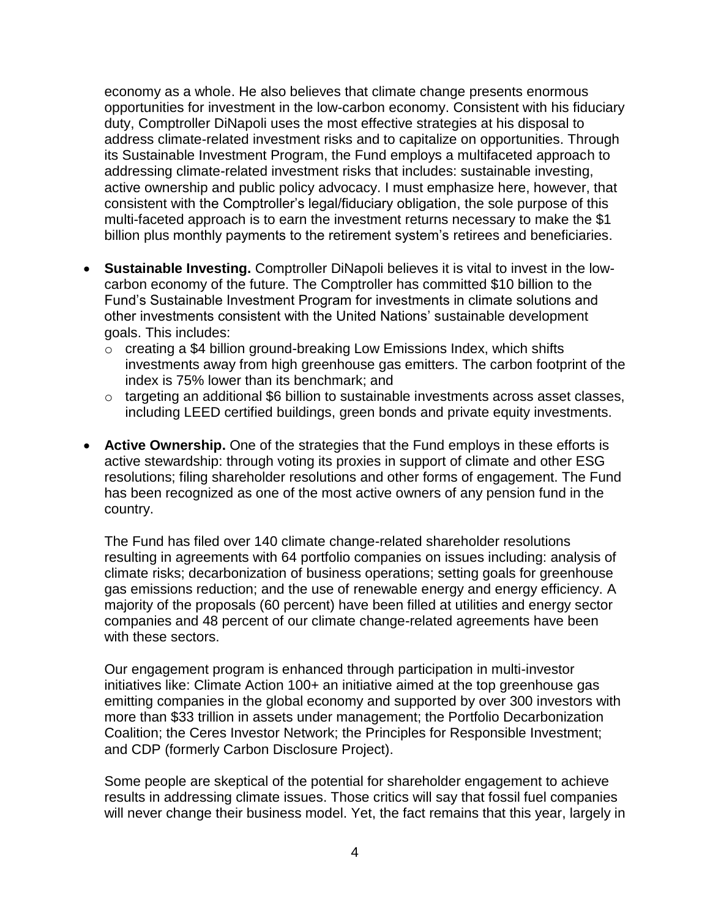economy as a whole. He also believes that climate change presents enormous opportunities for investment in the low-carbon economy. Consistent with his fiduciary duty, Comptroller DiNapoli uses the most effective strategies at his disposal to address climate-related investment risks and to capitalize on opportunities. Through its Sustainable Investment Program, the Fund employs a multifaceted approach to addressing climate-related investment risks that includes: sustainable investing, active ownership and public policy advocacy. I must emphasize here, however, that consistent with the Comptroller's legal/fiduciary obligation, the sole purpose of this multi-faceted approach is to earn the investment returns necessary to make the $1 billion plus monthly payments to the retirement system's retirees and beneficiaries.

- **Sustainable Investing.** Comptroller DiNapoli believes it is vital to invest in the low-carbon economy of the future. The Comptroller has committed $10 billion to the Fund's Sustainable Investment Program for investments in climate solutions and other investments consistent with the United Nations' sustainable development goals. This includes:
  - creating a $4 billion ground-breaking Low Emissions Index, which shifts investments away from high greenhouse gas emitters. The carbon footprint of the index is 75% lower than its benchmark; and
  - targeting an additional $6 billion to sustainable investments across asset classes, including LEED certified buildings, green bonds and private equity investments.

- **Active Ownership.** One of the strategies that the Fund employs in these efforts is active stewardship: through voting its proxies in support of climate and other ESG resolutions; filing shareholder resolutions and other forms of engagement. The Fund has been recognized as one of the most active owners of any pension fund in the country.

  The Fund has filed over 140 climate change-related shareholder resolutions resulting in agreements with 64 portfolio companies on issues including: analysis of climate risks; decarbonization of business operations; setting goals for greenhouse gas emissions reduction; and the use of renewable energy and energy efficiency. A majority of the proposals (60 percent) have been filled at utilities and energy sector companies and 48 percent of our climate change-related agreements have been with these sectors.

  Our engagement program is enhanced through participation in multi-investor initiatives like: Climate Action 100+ an initiative aimed at the top greenhouse gas emitting companies in the global economy and supported by over 300 investors with more than $33 trillion in assets under management; the Portfolio Decarbonization Coalition; the Ceres Investor Network; the Principles for Responsible Investment; and CDP (formerly Carbon Disclosure Project).

  Some people are skeptical of the potential for shareholder engagement to achieve results in addressing climate issues. Those critics will say that fossil fuel companies will never change their business model. Yet, the fact remains that this year, largely in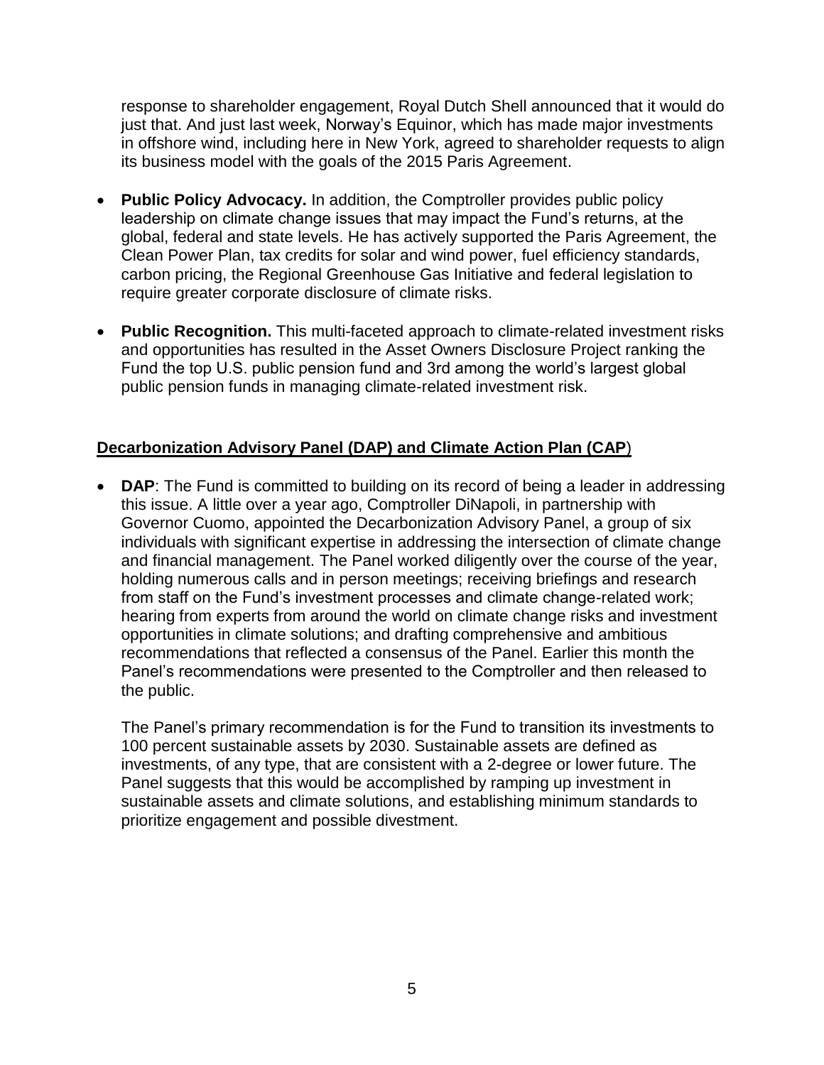response to shareholder engagement, Royal Dutch Shell announced that it would do just that. And just last week, Norway's Equinor, which has made major investments in offshore wind, including here in New York, agreed to shareholder requests to align its business model with the goals of the 2015 Paris Agreement.

- **Public Policy Advocacy.** In addition, the Comptroller provides public policy leadership on climate change issues that may impact the Fund's returns, at the global, federal and state levels. He has actively supported the Paris Agreement, the Clean Power Plan, tax credits for solar and wind power, fuel efficiency standards, carbon pricing, the Regional Greenhouse Gas Initiative and federal legislation to require greater corporate disclosure of climate risks.
- **Public Recognition.** This multi-faceted approach to climate-related investment risks and opportunities has resulted in the Asset Owners Disclosure Project ranking the Fund the top U.S. public pension fund and 3rd among the world's largest global public pension funds in managing climate-related investment risk.

**Decarbonization Advisory Panel (DAP) and Climate Action Plan (CAP)**

- **DAP**: The Fund is committed to building on its record of being a leader in addressing this issue. A little over a year ago, Comptroller DiNapoli, in partnership with Governor Cuomo, appointed the Decarbonization Advisory Panel, a group of six individuals with significant expertise in addressing the intersection of climate change and financial management. The Panel worked diligently over the course of the year, holding numerous calls and in person meetings; receiving briefings and research from staff on the Fund's investment processes and climate change-related work; hearing from experts from around the world on climate change risks and investment opportunities in climate solutions; and drafting comprehensive and ambitious recommendations that reflected a consensus of the Panel. Earlier this month the Panel's recommendations were presented to the Comptroller and then released to the public.

  The Panel's primary recommendation is for the Fund to transition its investments to 100 percent sustainable assets by 2030. Sustainable assets are defined as investments, of any type, that are consistent with a 2-degree or lower future. The Panel suggests that this would be accomplished by ramping up investment in sustainable assets and climate solutions, and establishing minimum standards to prioritize engagement and possible divestment.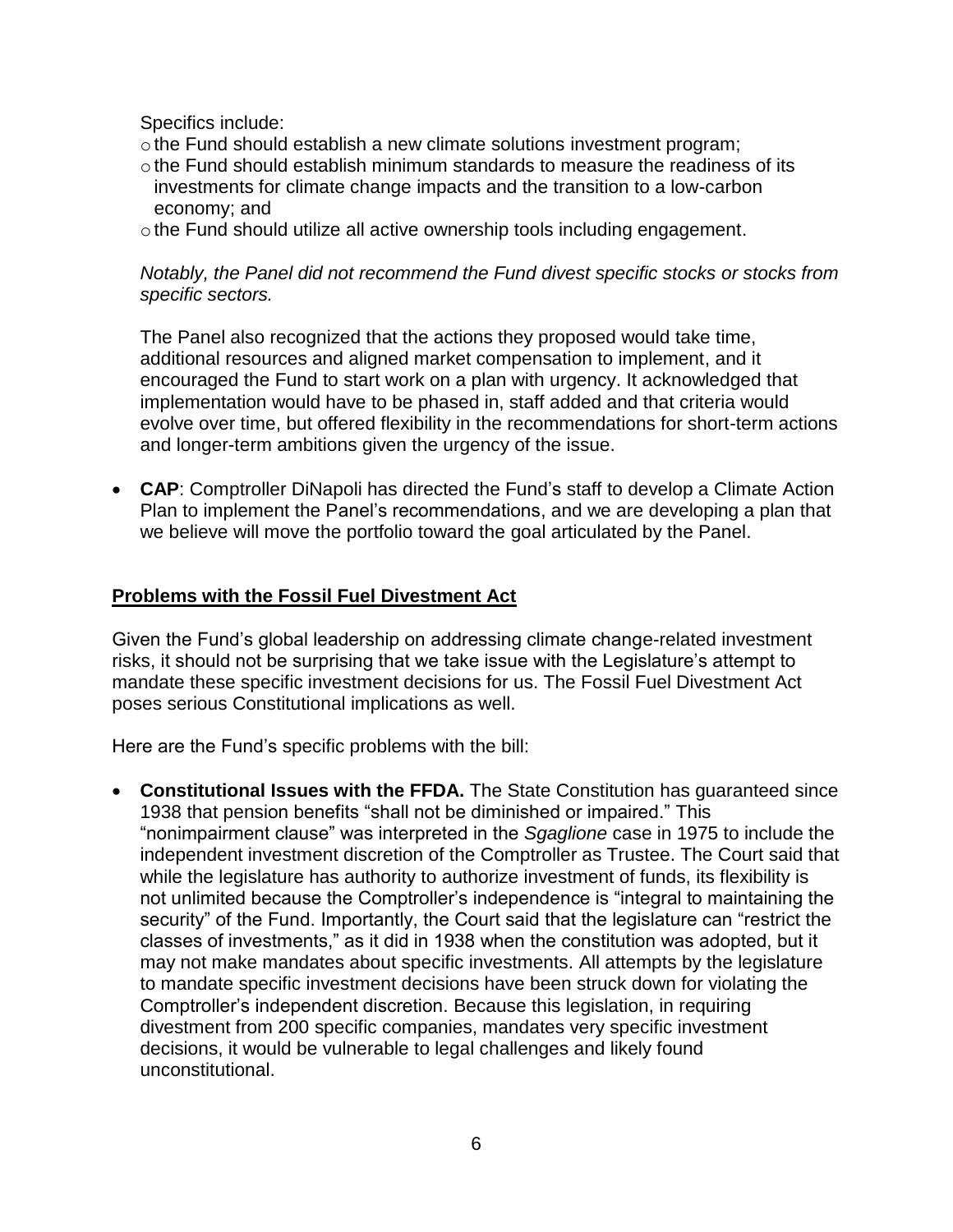Specifics include:

- the Fund should establish a new climate solutions investment program;
- the Fund should establish minimum standards to measure the readiness of its investments for climate change impacts and the transition to a low-carbon economy; and
- the Fund should utilize all active ownership tools including engagement.

*Notably, the Panel did not recommend the Fund divest specific stocks or stocks from specific sectors.*

The Panel also recognized that the actions they proposed would take time, additional resources and aligned market compensation to implement, and it encouraged the Fund to start work on a plan with urgency. It acknowledged that implementation would have to be phased in, staff added and that criteria would evolve over time, but offered flexibility in the recommendations for short-term actions and longer-term ambitions given the urgency of the issue.

- **CAP**: Comptroller DiNapoli has directed the Fund's staff to develop a Climate Action Plan to implement the Panel's recommendations, and we are developing a plan that we believe will move the portfolio toward the goal articulated by the Panel.

## Problems with the Fossil Fuel Divestment Act

Given the Fund's global leadership on addressing climate change-related investment risks, it should not be surprising that we take issue with the Legislature's attempt to mandate these specific investment decisions for us. The Fossil Fuel Divestment Act poses serious Constitutional implications as well.

Here are the Fund's specific problems with the bill:

- **Constitutional Issues with the FFDA.** The State Constitution has guaranteed since 1938 that pension benefits "shall not be diminished or impaired." This "nonimpairment clause" was interpreted in the *Sgaglione* case in 1975 to include the independent investment discretion of the Comptroller as Trustee. The Court said that while the legislature has authority to authorize investment of funds, its flexibility is not unlimited because the Comptroller's independence is "integral to maintaining the security" of the Fund. Importantly, the Court said that the legislature can "restrict the classes of investments," as it did in 1938 when the constitution was adopted, but it may not make mandates about specific investments. All attempts by the legislature to mandate specific investment decisions have been struck down for violating the Comptroller's independent discretion. Because this legislation, in requiring divestment from 200 specific companies, mandates very specific investment decisions, it would be vulnerable to legal challenges and likely found unconstitutional.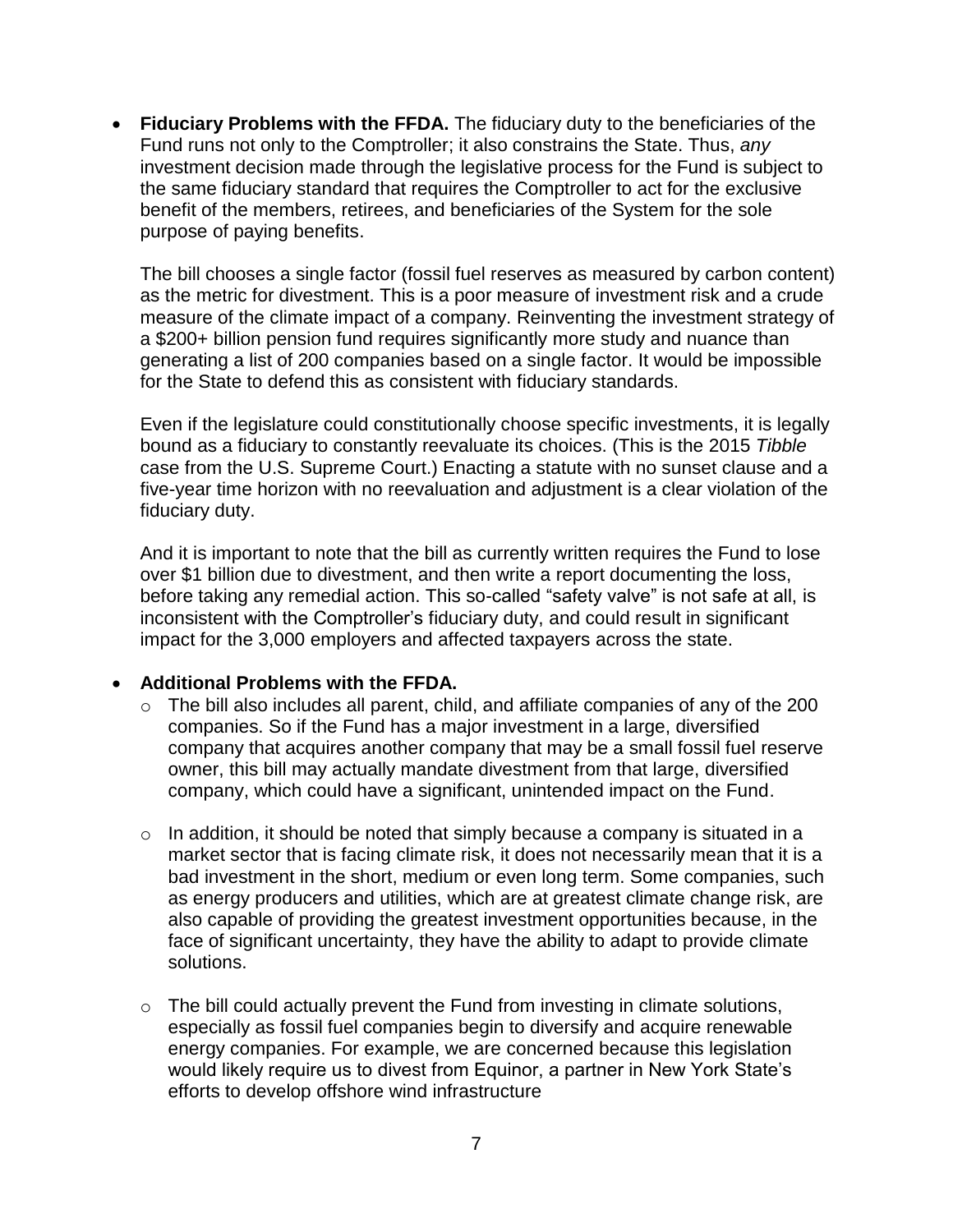- **Fiduciary Problems with the FFDA.** The fiduciary duty to the beneficiaries of the Fund runs not only to the Comptroller; it also constrains the State. Thus, *any* investment decision made through the legislative process for the Fund is subject to the same fiduciary standard that requires the Comptroller to act for the exclusive benefit of the members, retirees, and beneficiaries of the System for the sole purpose of paying benefits.

  The bill chooses a single factor (fossil fuel reserves as measured by carbon content) as the metric for divestment. This is a poor measure of investment risk and a crude measure of the climate impact of a company. Reinventing the investment strategy of a $200+ billion pension fund requires significantly more study and nuance than generating a list of 200 companies based on a single factor. It would be impossible for the State to defend this as consistent with fiduciary standards.

  Even if the legislature could constitutionally choose specific investments, it is legally bound as a fiduciary to constantly reevaluate its choices. (This is the 2015 *Tibble* case from the U.S. Supreme Court.) Enacting a statute with no sunset clause and a five-year time horizon with no reevaluation and adjustment is a clear violation of the fiduciary duty.

  And it is important to note that the bill as currently written requires the Fund to lose over $1 billion due to divestment, and then write a report documenting the loss, before taking any remedial action. This so-called "safety valve" is not safe at all, is inconsistent with the Comptroller's fiduciary duty, and could result in significant impact for the 3,000 employers and affected taxpayers across the state.

- **Additional Problems with the FFDA.**
  - The bill also includes all parent, child, and affiliate companies of any of the 200 companies. So if the Fund has a major investment in a large, diversified company that acquires another company that may be a small fossil fuel reserve owner, this bill may actually mandate divestment from that large, diversified company, which could have a significant, unintended impact on the Fund.

  - In addition, it should be noted that simply because a company is situated in a market sector that is facing climate risk, it does not necessarily mean that it is a bad investment in the short, medium or even long term. Some companies, such as energy producers and utilities, which are at greatest climate change risk, are also capable of providing the greatest investment opportunities because, in the face of significant uncertainty, they have the ability to adapt to provide climate solutions.

  - The bill could actually prevent the Fund from investing in climate solutions, especially as fossil fuel companies begin to diversify and acquire renewable energy companies. For example, we are concerned because this legislation would likely require us to divest from Equinor, a partner in New York State's efforts to develop offshore wind infrastructure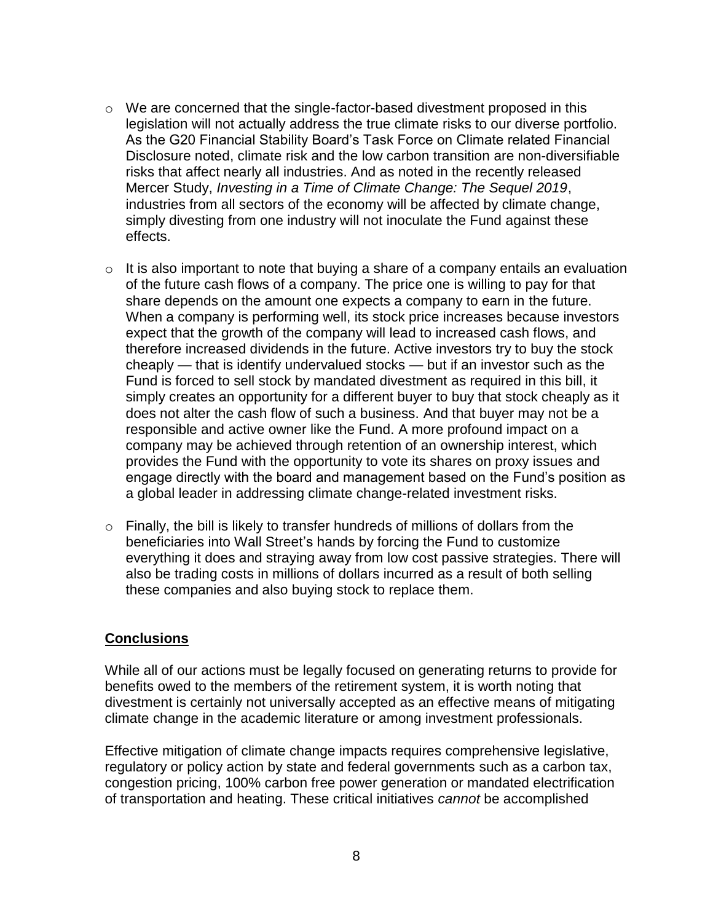- We are concerned that the single-factor-based divestment proposed in this legislation will not actually address the true climate risks to our diverse portfolio. As the G20 Financial Stability Board's Task Force on Climate related Financial Disclosure noted, climate risk and the low carbon transition are non-diversifiable risks that affect nearly all industries. And as noted in the recently released Mercer Study, *Investing in a Time of Climate Change: The Sequel 2019*, industries from all sectors of the economy will be affected by climate change, simply divesting from one industry will not inoculate the Fund against these effects.

- It is also important to note that buying a share of a company entails an evaluation of the future cash flows of a company. The price one is willing to pay for that share depends on the amount one expects a company to earn in the future. When a company is performing well, its stock price increases because investors expect that the growth of the company will lead to increased cash flows, and therefore increased dividends in the future. Active investors try to buy the stock cheaply — that is identify undervalued stocks — but if an investor such as the Fund is forced to sell stock by mandated divestment as required in this bill, it simply creates an opportunity for a different buyer to buy that stock cheaply as it does not alter the cash flow of such a business. And that buyer may not be a responsible and active owner like the Fund. A more profound impact on a company may be achieved through retention of an ownership interest, which provides the Fund with the opportunity to vote its shares on proxy issues and engage directly with the board and management based on the Fund's position as a global leader in addressing climate change-related investment risks.

- Finally, the bill is likely to transfer hundreds of millions of dollars from the beneficiaries into Wall Street's hands by forcing the Fund to customize everything it does and straying away from low cost passive strategies. There will also be trading costs in millions of dollars incurred as a result of both selling these companies and also buying stock to replace them.

## **Conclusions**

While all of our actions must be legally focused on generating returns to provide for benefits owed to the members of the retirement system, it is worth noting that divestment is certainly not universally accepted as an effective means of mitigating climate change in the academic literature or among investment professionals.

Effective mitigation of climate change impacts requires comprehensive legislative, regulatory or policy action by state and federal governments such as a carbon tax, congestion pricing, 100% carbon free power generation or mandated electrification of transportation and heating. These critical initiatives *cannot* be accomplished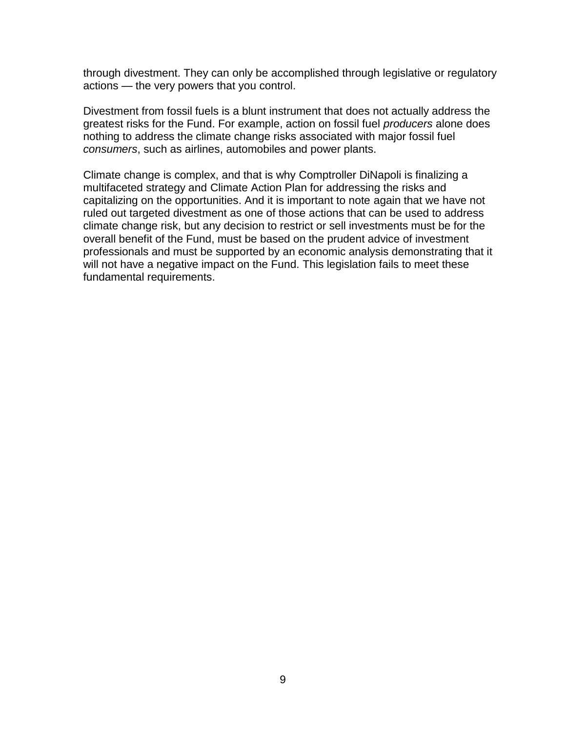through divestment. They can only be accomplished through legislative or regulatory actions — the very powers that you control.

Divestment from fossil fuels is a blunt instrument that does not actually address the greatest risks for the Fund. For example, action on fossil fuel *producers* alone does nothing to address the climate change risks associated with major fossil fuel *consumers*, such as airlines, automobiles and power plants.

Climate change is complex, and that is why Comptroller DiNapoli is finalizing a multifaceted strategy and Climate Action Plan for addressing the risks and capitalizing on the opportunities. And it is important to note again that we have not ruled out targeted divestment as one of those actions that can be used to address climate change risk, but any decision to restrict or sell investments must be for the overall benefit of the Fund, must be based on the prudent advice of investment professionals and must be supported by an economic analysis demonstrating that it will not have a negative impact on the Fund. This legislation fails to meet these fundamental requirements.